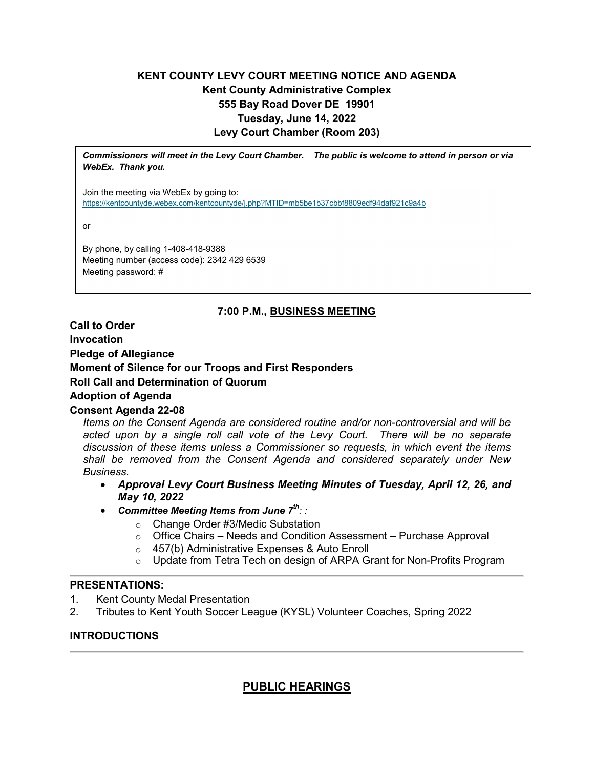# KENT COUNTY LEVY COURT MEETING NOTICE AND AGENDA
## Kent County Administrative Complex
## 555 Bay Road Dover DE 19901
## Tuesday, June 14, 2022
## Levy Court Chamber (Room 203)

***Commissioners will meet in the Levy Court Chamber. The public is welcome to attend in person or via WebEx. Thank you.***

Join the meeting via WebEx by going to:
https://kentcountyde.webex.com/kentcountyde/j.php?MTID=mb5be1b37cbbf8809edf94daf921c9a4b

or

By phone, by calling 1-408-418-9388
Meeting number (access code): 2342 429 6539
Meeting password: #

### 7:00 P.M., BUSINESS MEETING

**Call to Order**
**Invocation**
**Pledge of Allegiance**
**Moment of Silence for our Troops and First Responders**
**Roll Call and Determination of Quorum**
**Adoption of Agenda**
**Consent Agenda 22-08**

*Items on the Consent Agenda are considered routine and/or non-controversial and will be acted upon by a single roll call vote of the Levy Court. There will be no separate discussion of these items unless a Commissioner so requests, in which event the items shall be removed from the Consent Agenda and considered separately under New Business.*

- ***Approval Levy Court Business Meeting Minutes of Tuesday, April 12, 26, and May 10, 2022***
- ***Committee Meeting Items from June 7th: :***
  - Change Order #3/Medic Substation
  - Office Chairs – Needs and Condition Assessment – Purchase Approval
  - 457(b) Administrative Expenses & Auto Enroll
  - Update from Tetra Tech on design of ARPA Grant for Non-Profits Program

---

**PRESENTATIONS:**

1. Kent County Medal Presentation
2. Tributes to Kent Youth Soccer League (KYSL) Volunteer Coaches, Spring 2022

**INTRODUCTIONS**

---

## PUBLIC HEARINGS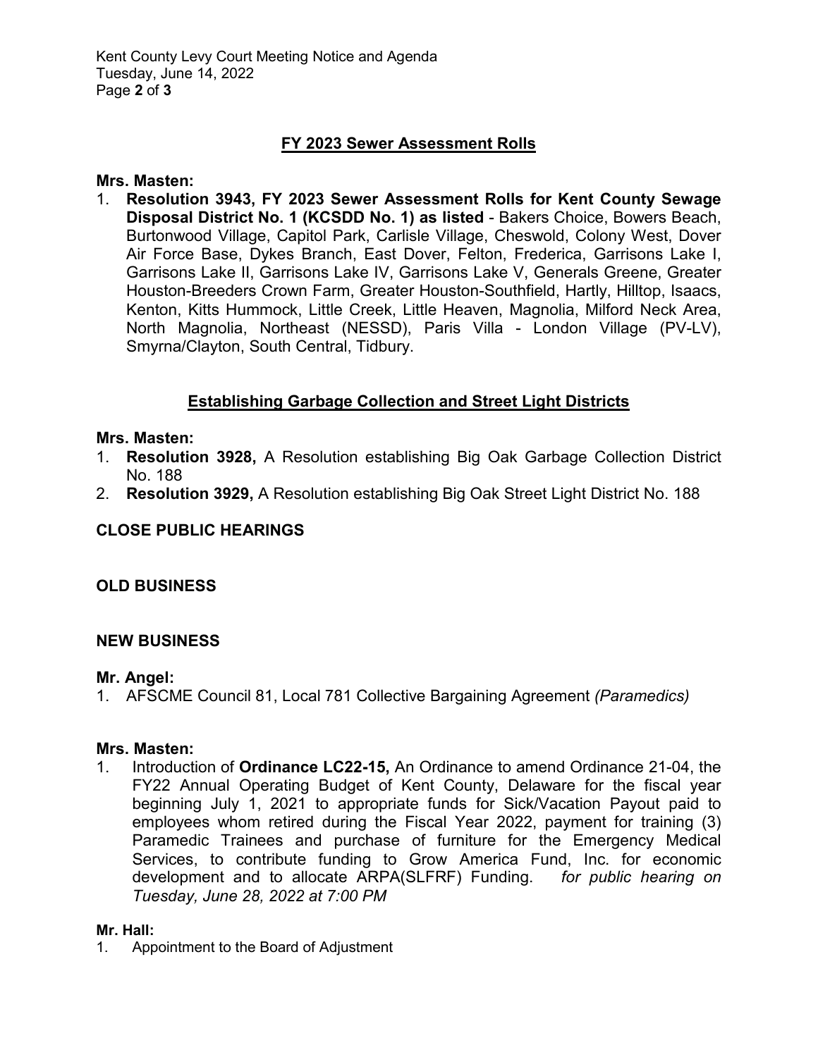## FY 2023 Sewer Assessment Rolls

**Mrs. Masten:**

1. **Resolution 3943, FY 2023 Sewer Assessment Rolls for Kent County Sewage Disposal District No. 1 (KCSDD No. 1) as listed** - Bakers Choice, Bowers Beach, Burtonwood Village, Capitol Park, Carlisle Village, Cheswold, Colony West, Dover Air Force Base, Dykes Branch, East Dover, Felton, Frederica, Garrisons Lake I, Garrisons Lake II, Garrisons Lake IV, Garrisons Lake V, Generals Greene, Greater Houston-Breeders Crown Farm, Greater Houston-Southfield, Hartly, Hilltop, Isaacs, Kenton, Kitts Hummock, Little Creek, Little Heaven, Magnolia, Milford Neck Area, North Magnolia, Northeast (NESSD), Paris Villa - London Village (PV-LV), Smyrna/Clayton, South Central, Tidbury.

## Establishing Garbage Collection and Street Light Districts

**Mrs. Masten:**

1. **Resolution 3928,** A Resolution establishing Big Oak Garbage Collection District No. 188
2. **Resolution 3929,** A Resolution establishing Big Oak Street Light District No. 188

## CLOSE PUBLIC HEARINGS

## OLD BUSINESS

## NEW BUSINESS

**Mr. Angel:**

1. AFSCME Council 81, Local 781 Collective Bargaining Agreement *(Paramedics)*

**Mrs. Masten:**

1. Introduction of **Ordinance LC22-15,** An Ordinance to amend Ordinance 21-04, the FY22 Annual Operating Budget of Kent County, Delaware for the fiscal year beginning July 1, 2021 to appropriate funds for Sick/Vacation Payout paid to employees whom retired during the Fiscal Year 2022, payment for training (3) Paramedic Trainees and purchase of furniture for the Emergency Medical Services, to contribute funding to Grow America Fund, Inc. for economic development and to allocate ARPA(SLFRF) Funding. *for public hearing on Tuesday, June 28, 2022 at 7:00 PM*

**Mr. Hall:**

1. Appointment to the Board of Adjustment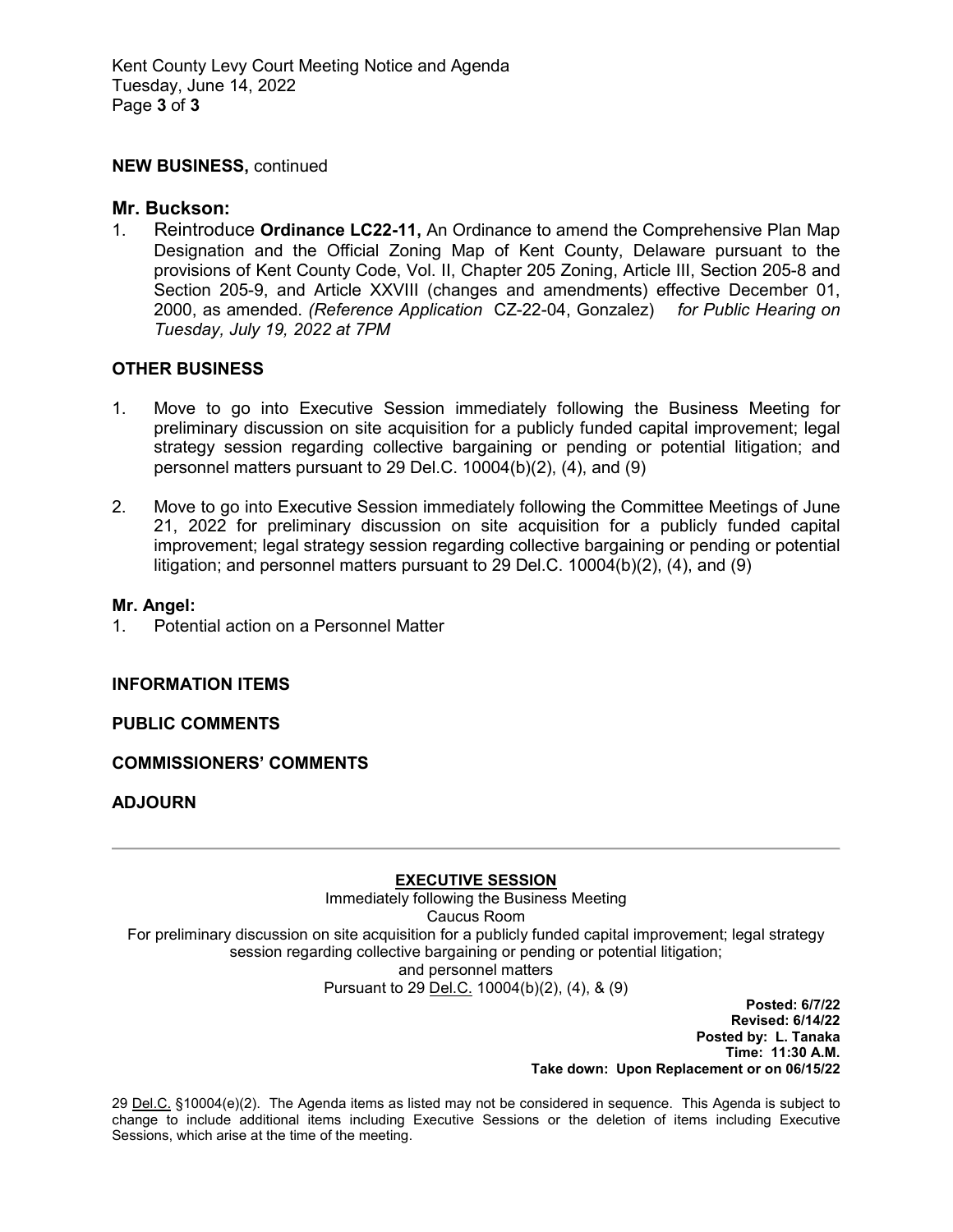**NEW BUSINESS,** continued

### Mr. Buckson:

1. Reintroduce **Ordinance LC22-11,** An Ordinance to amend the Comprehensive Plan Map Designation and the Official Zoning Map of Kent County, Delaware pursuant to the provisions of Kent County Code, Vol. II, Chapter 205 Zoning, Article III, Section 205-8 and Section 205-9, and Article XXVIII (changes and amendments) effective December 01, 2000, as amended. *(Reference Application* CZ-22-04, Gonzalez) *for Public Hearing on Tuesday, July 19, 2022 at 7PM*

**OTHER BUSINESS**

1. Move to go into Executive Session immediately following the Business Meeting for preliminary discussion on site acquisition for a publicly funded capital improvement; legal strategy session regarding collective bargaining or pending or potential litigation; and personnel matters pursuant to 29 Del.C. 10004(b)(2), (4), and (9)

2. Move to go into Executive Session immediately following the Committee Meetings of June 21, 2022 for preliminary discussion on site acquisition for a publicly funded capital improvement; legal strategy session regarding collective bargaining or pending or potential litigation; and personnel matters pursuant to 29 Del.C. 10004(b)(2), (4), and (9)

**Mr. Angel:**

1. Potential action on a Personnel Matter

**INFORMATION ITEMS**

**PUBLIC COMMENTS**

**COMMISSIONERS' COMMENTS**

**ADJOURN**

---

**EXECUTIVE SESSION**

Immediately following the Business Meeting
Caucus Room
For preliminary discussion on site acquisition for a publicly funded capital improvement; legal strategy session regarding collective bargaining or pending or potential litigation;
and personnel matters
Pursuant to 29 Del.C. 10004(b)(2), (4), & (9)

**Posted: 6/7/22**
**Revised: 6/14/22**
**Posted by: L. Tanaka**
**Time: 11:30 A.M.**
**Take down: Upon Replacement or on 06/15/22**

29 Del.C. §10004(e)(2). The Agenda items as listed may not be considered in sequence. This Agenda is subject to change to include additional items including Executive Sessions or the deletion of items including Executive Sessions, which arise at the time of the meeting.